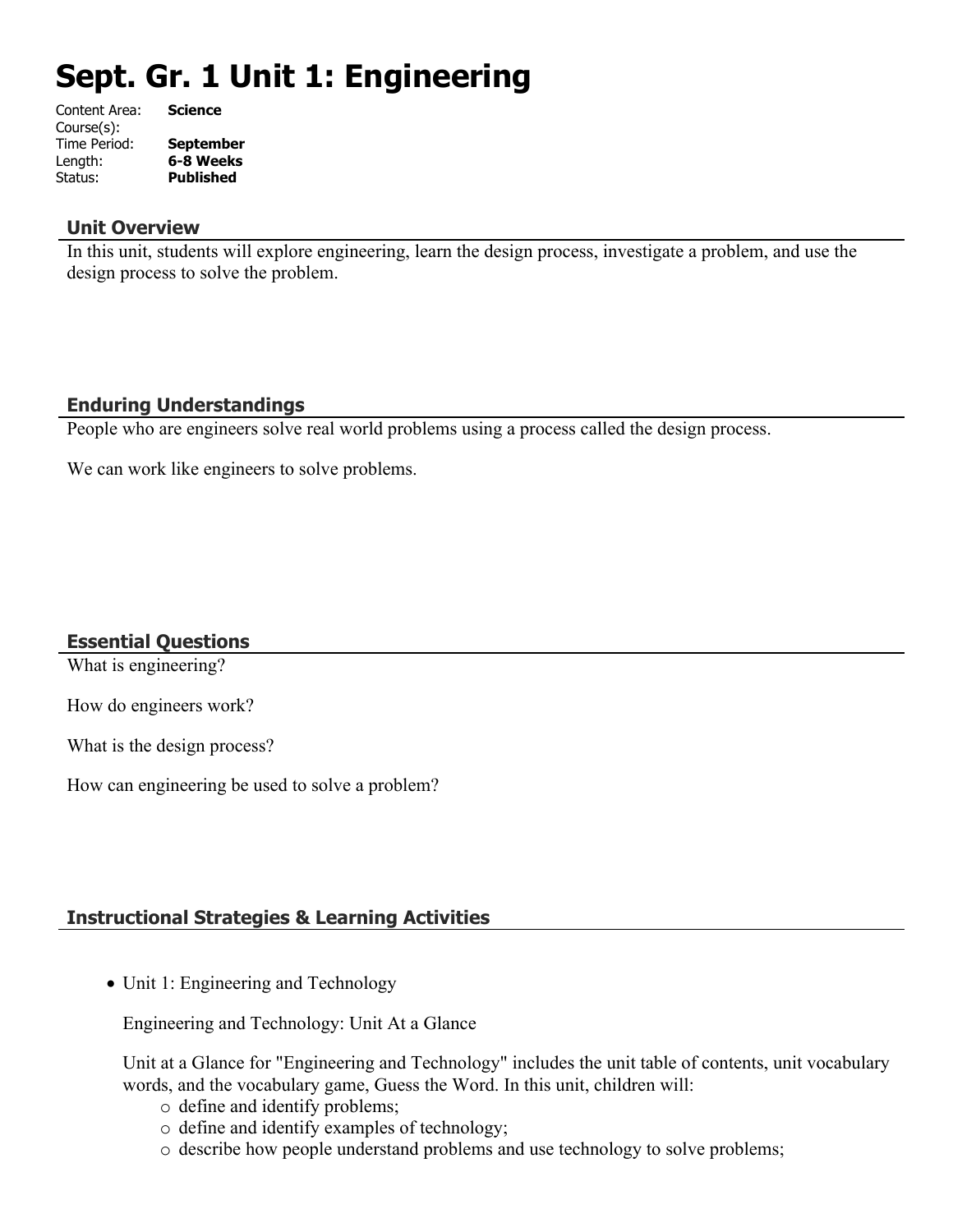# Sept. Gr. 1 Unit 1: Engineering

Content Area: **Science**
Course(s):
Time Period: **September**
Length: **6-8 Weeks**
Status: **Published**

## Unit Overview

In this unit, students will explore engineering, learn the design process, investigate a problem, and use the design process to solve the problem.

## Enduring Understandings

People who are engineers solve real world problems using a process called the design process.

We can work like engineers to solve problems.

## Essential Questions

What is engineering?

How do engineers work?

What is the design process?

How can engineering be used to solve a problem?

## Instructional Strategies & Learning Activities

- Unit 1: Engineering and Technology

  Engineering and Technology: Unit At a Glance

  Unit at a Glance for "Engineering and Technology" includes the unit table of contents, unit vocabulary words, and the vocabulary game, Guess the Word. In this unit, children will:
    - define and identify problems;
    - define and identify examples of technology;
    - describe how people understand problems and use technology to solve problems;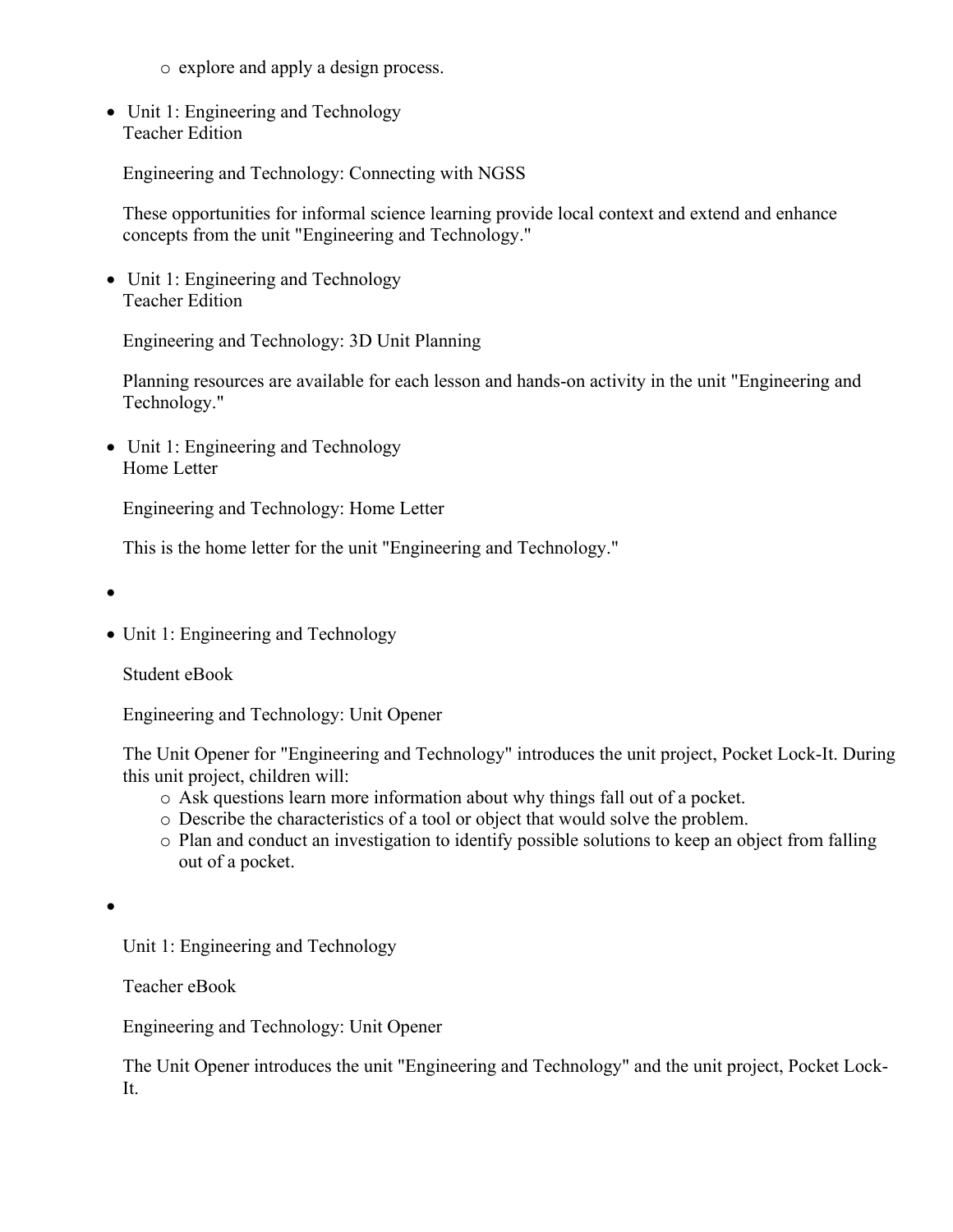- explore and apply a design process.

- Unit 1: Engineering and Technology
  Teacher Edition

  Engineering and Technology: Connecting with NGSS

  These opportunities for informal science learning provide local context and extend and enhance concepts from the unit "Engineering and Technology."

- Unit 1: Engineering and Technology
  Teacher Edition

  Engineering and Technology: 3D Unit Planning

  Planning resources are available for each lesson and hands-on activity in the unit "Engineering and Technology."

- Unit 1: Engineering and Technology
  Home Letter

  Engineering and Technology: Home Letter

  This is the home letter for the unit "Engineering and Technology."

- 

- Unit 1: Engineering and Technology

  Student eBook

  Engineering and Technology: Unit Opener

  The Unit Opener for "Engineering and Technology" introduces the unit project, Pocket Lock-It. During this unit project, children will:
    - Ask questions learn more information about why things fall out of a pocket.
    - Describe the characteristics of a tool or object that would solve the problem.
    - Plan and conduct an investigation to identify possible solutions to keep an object from falling out of a pocket.

- 

  Unit 1: Engineering and Technology

  Teacher eBook

  Engineering and Technology: Unit Opener

  The Unit Opener introduces the unit "Engineering and Technology" and the unit project, Pocket Lock-It.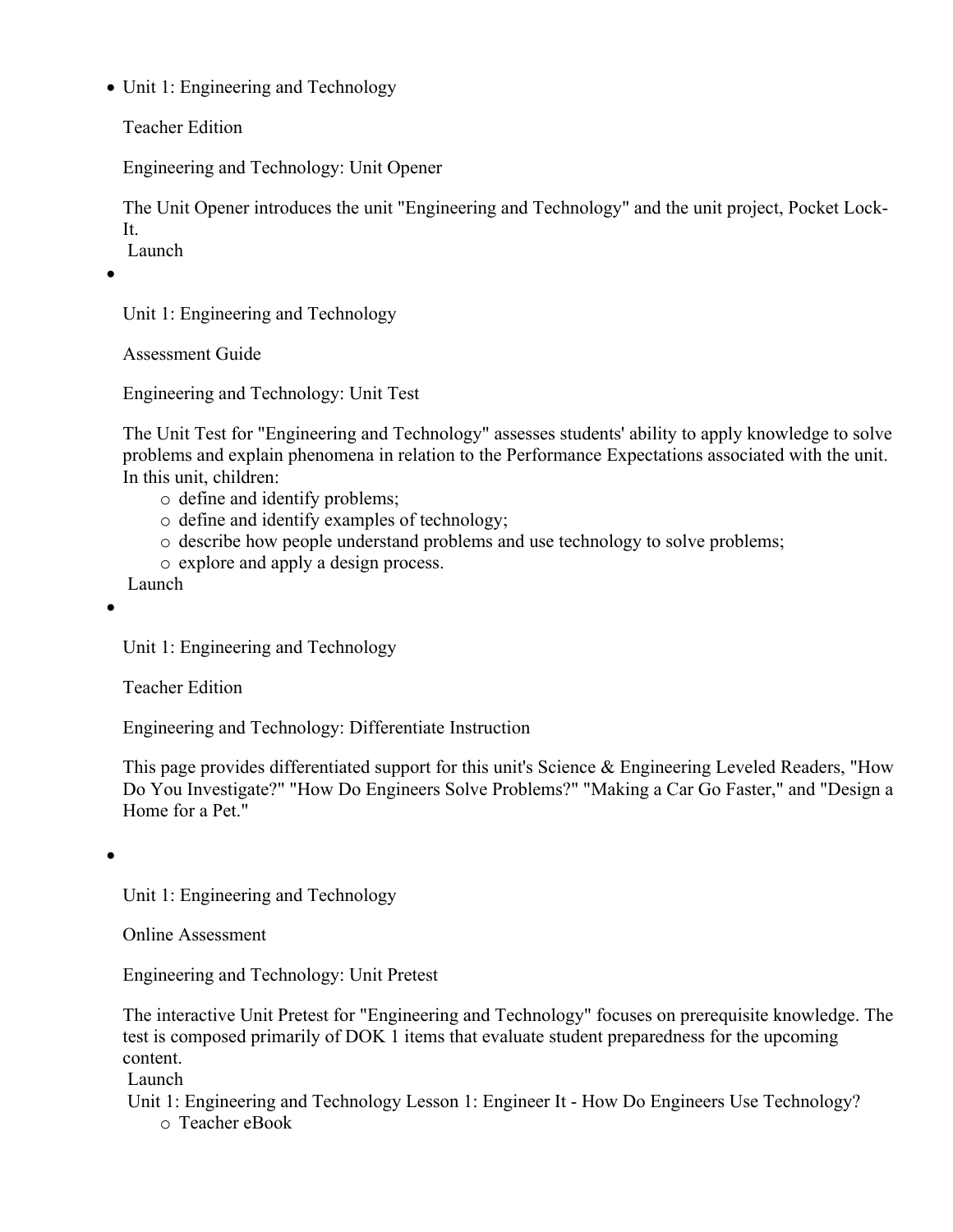- Unit 1: Engineering and Technology

  Teacher Edition

  Engineering and Technology: Unit Opener

  The Unit Opener introduces the unit "Engineering and Technology" and the unit project, Pocket Lock-It.
  Launch

- Unit 1: Engineering and Technology

  Assessment Guide

  Engineering and Technology: Unit Test

  The Unit Test for "Engineering and Technology" assesses students' ability to apply knowledge to solve problems and explain phenomena in relation to the Performance Expectations associated with the unit. In this unit, children:
    - define and identify problems;
    - define and identify examples of technology;
    - describe how people understand problems and use technology to solve problems;
    - explore and apply a design process.

  Launch

- Unit 1: Engineering and Technology

  Teacher Edition

  Engineering and Technology: Differentiate Instruction

  This page provides differentiated support for this unit's Science & Engineering Leveled Readers, "How Do You Investigate?" "How Do Engineers Solve Problems?" "Making a Car Go Faster," and "Design a Home for a Pet."

- Unit 1: Engineering and Technology

  Online Assessment

  Engineering and Technology: Unit Pretest

  The interactive Unit Pretest for "Engineering and Technology" focuses on prerequisite knowledge. The test is composed primarily of DOK 1 items that evaluate student preparedness for the upcoming content.
  Launch

  Unit 1: Engineering and Technology Lesson 1: Engineer It - How Do Engineers Use Technology?
    - Teacher eBook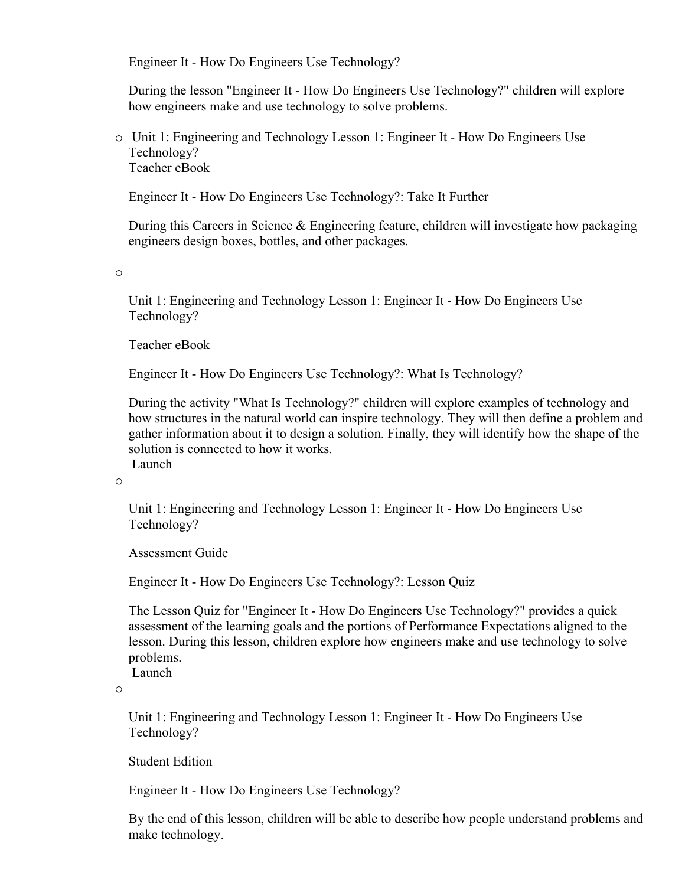Engineer It - How Do Engineers Use Technology?

During the lesson "Engineer It - How Do Engineers Use Technology?" children will explore how engineers make and use technology to solve problems.

- Unit 1: Engineering and Technology Lesson 1: Engineer It - How Do Engineers Use Technology?
  Teacher eBook

  Engineer It - How Do Engineers Use Technology?: Take It Further

  During this Careers in Science & Engineering feature, children will investigate how packaging engineers design boxes, bottles, and other packages.

- Unit 1: Engineering and Technology Lesson 1: Engineer It - How Do Engineers Use Technology?

  Teacher eBook

  Engineer It - How Do Engineers Use Technology?: What Is Technology?

  During the activity "What Is Technology?" children will explore examples of technology and how structures in the natural world can inspire technology. They will then define a problem and gather information about it to design a solution. Finally, they will identify how the shape of the solution is connected to how it works.
  Launch

- Unit 1: Engineering and Technology Lesson 1: Engineer It - How Do Engineers Use Technology?

  Assessment Guide

  Engineer It - How Do Engineers Use Technology?: Lesson Quiz

  The Lesson Quiz for "Engineer It - How Do Engineers Use Technology?" provides a quick assessment of the learning goals and the portions of Performance Expectations aligned to the lesson. During this lesson, children explore how engineers make and use technology to solve problems.
  Launch

- Unit 1: Engineering and Technology Lesson 1: Engineer It - How Do Engineers Use Technology?

  Student Edition

  Engineer It - How Do Engineers Use Technology?

  By the end of this lesson, children will be able to describe how people understand problems and make technology.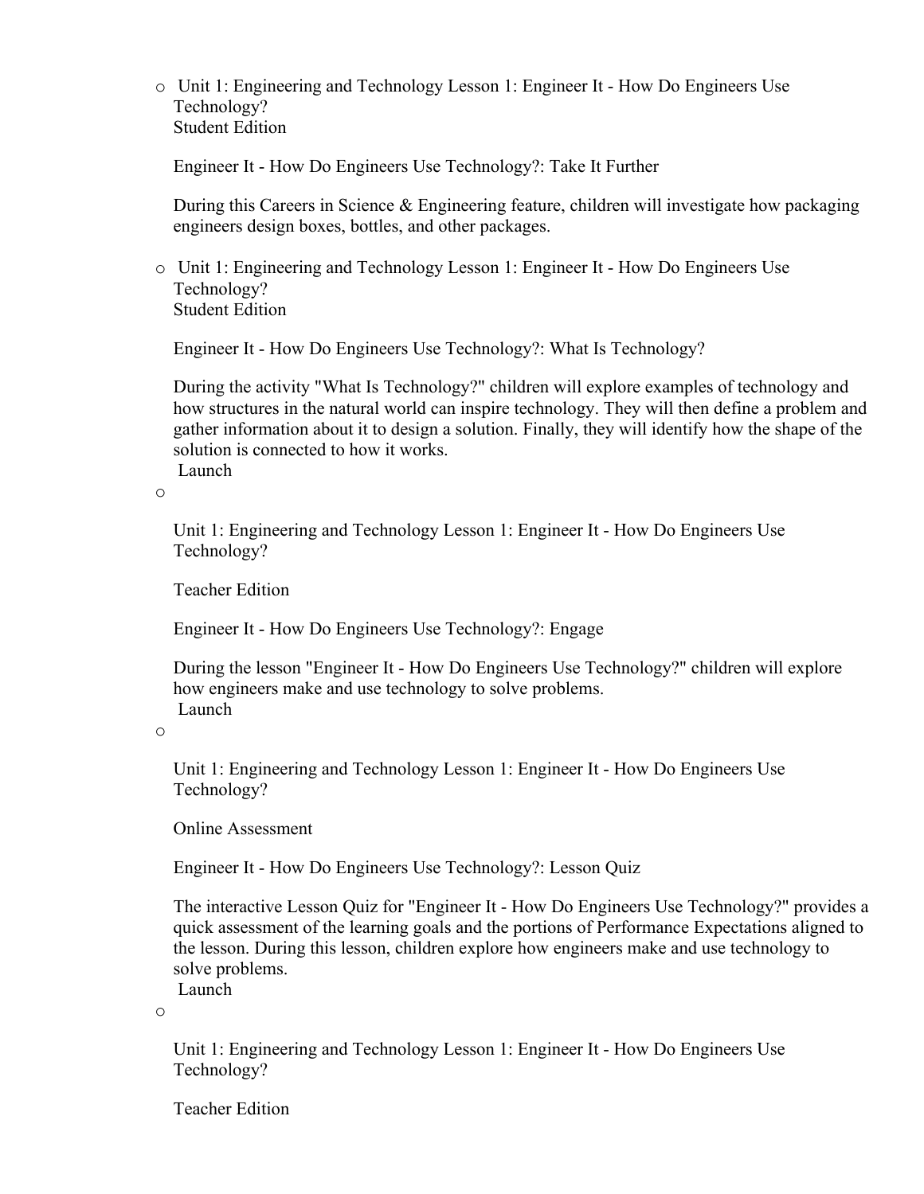- Unit 1: Engineering and Technology Lesson 1: Engineer It - How Do Engineers Use Technology?
  Student Edition

  Engineer It - How Do Engineers Use Technology?: Take It Further

  During this Careers in Science & Engineering feature, children will investigate how packaging engineers design boxes, bottles, and other packages.

- Unit 1: Engineering and Technology Lesson 1: Engineer It - How Do Engineers Use Technology?
  Student Edition

  Engineer It - How Do Engineers Use Technology?: What Is Technology?

  During the activity "What Is Technology?" children will explore examples of technology and how structures in the natural world can inspire technology. They will then define a problem and gather information about it to design a solution. Finally, they will identify how the shape of the solution is connected to how it works.
  Launch

- Unit 1: Engineering and Technology Lesson 1: Engineer It - How Do Engineers Use Technology?

  Teacher Edition

  Engineer It - How Do Engineers Use Technology?: Engage

  During the lesson "Engineer It - How Do Engineers Use Technology?" children will explore how engineers make and use technology to solve problems.
  Launch

- Unit 1: Engineering and Technology Lesson 1: Engineer It - How Do Engineers Use Technology?

  Online Assessment

  Engineer It - How Do Engineers Use Technology?: Lesson Quiz

  The interactive Lesson Quiz for "Engineer It - How Do Engineers Use Technology?" provides a quick assessment of the learning goals and the portions of Performance Expectations aligned to the lesson. During this lesson, children explore how engineers make and use technology to solve problems.
  Launch

- Unit 1: Engineering and Technology Lesson 1: Engineer It - How Do Engineers Use Technology?

  Teacher Edition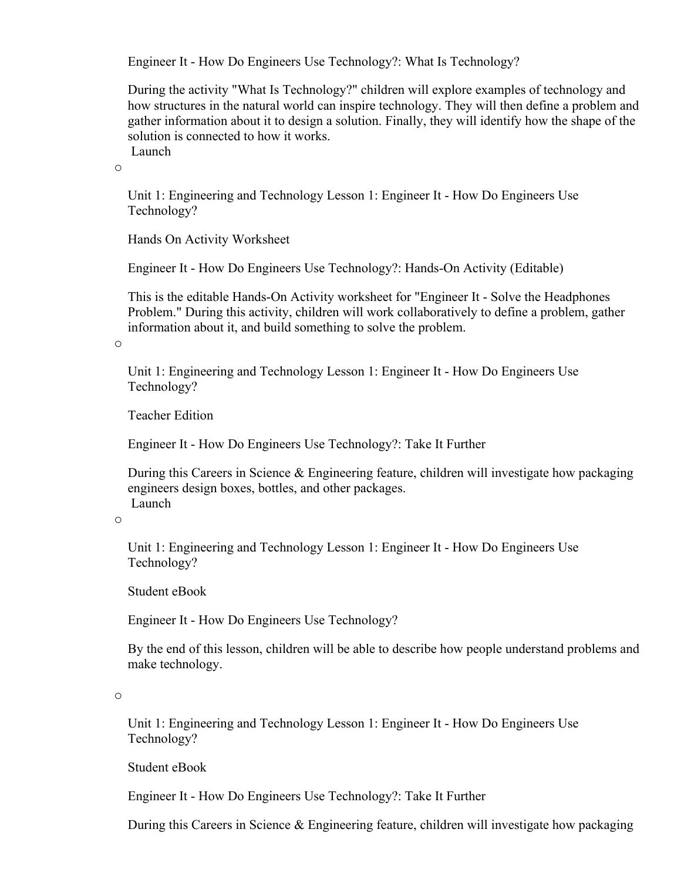Engineer It - How Do Engineers Use Technology?: What Is Technology?

During the activity "What Is Technology?" children will explore examples of technology and how structures in the natural world can inspire technology. They will then define a problem and gather information about it to design a solution. Finally, they will identify how the shape of the solution is connected to how it works.
Launch

- Unit 1: Engineering and Technology Lesson 1: Engineer It - How Do Engineers Use Technology?

  Hands On Activity Worksheet

  Engineer It - How Do Engineers Use Technology?: Hands-On Activity (Editable)

  This is the editable Hands-On Activity worksheet for "Engineer It - Solve the Headphones Problem." During this activity, children will work collaboratively to define a problem, gather information about it, and build something to solve the problem.

- Unit 1: Engineering and Technology Lesson 1: Engineer It - How Do Engineers Use Technology?

  Teacher Edition

  Engineer It - How Do Engineers Use Technology?: Take It Further

  During this Careers in Science & Engineering feature, children will investigate how packaging engineers design boxes, bottles, and other packages.
  Launch

- Unit 1: Engineering and Technology Lesson 1: Engineer It - How Do Engineers Use Technology?

  Student eBook

  Engineer It - How Do Engineers Use Technology?

  By the end of this lesson, children will be able to describe how people understand problems and make technology.

- Unit 1: Engineering and Technology Lesson 1: Engineer It - How Do Engineers Use Technology?

  Student eBook

  Engineer It - How Do Engineers Use Technology?: Take It Further

  During this Careers in Science & Engineering feature, children will investigate how packaging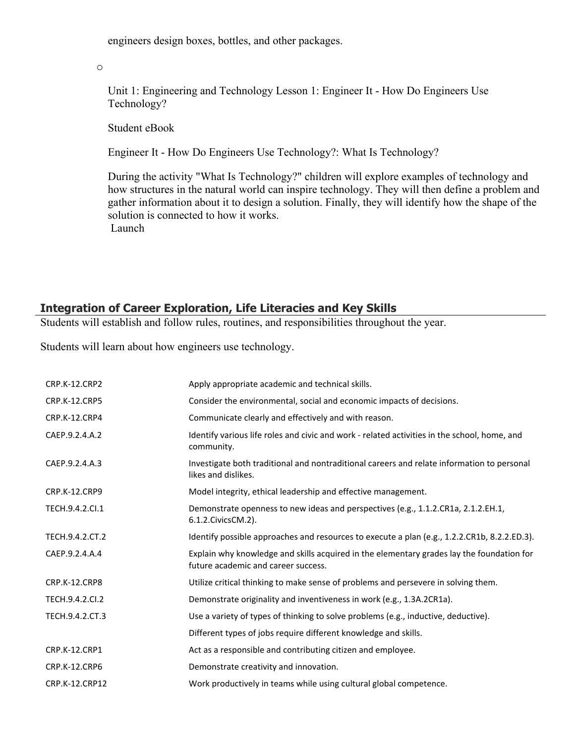engineers design boxes, bottles, and other packages.

○

Unit 1: Engineering and Technology Lesson 1: Engineer It - How Do Engineers Use Technology?

Student eBook

Engineer It - How Do Engineers Use Technology?: What Is Technology?

During the activity "What Is Technology?" children will explore examples of technology and how structures in the natural world can inspire technology. They will then define a problem and gather information about it to design a solution. Finally, they will identify how the shape of the solution is connected to how it works.
Launch

## Integration of Career Exploration, Life Literacies and Key Skills

Students will establish and follow rules, routines, and responsibilities throughout the year.

Students will learn about how engineers use technology.

| | |
|---|---|
| CRP.K-12.CRP2 | Apply appropriate academic and technical skills. |
| CRP.K-12.CRP5 | Consider the environmental, social and economic impacts of decisions. |
| CRP.K-12.CRP4 | Communicate clearly and effectively and with reason. |
| CAEP.9.2.4.A.2 | Identify various life roles and civic and work - related activities in the school, home, and community. |
| CAEP.9.2.4.A.3 | Investigate both traditional and nontraditional careers and relate information to personal likes and dislikes. |
| CRP.K-12.CRP9 | Model integrity, ethical leadership and effective management. |
| TECH.9.4.2.CI.1 | Demonstrate openness to new ideas and perspectives (e.g., 1.1.2.CR1a, 2.1.2.EH.1, 6.1.2.CivicsCM.2). |
| TECH.9.4.2.CT.2 | Identify possible approaches and resources to execute a plan (e.g., 1.2.2.CR1b, 8.2.2.ED.3). |
| CAEP.9.2.4.A.4 | Explain why knowledge and skills acquired in the elementary grades lay the foundation for future academic and career success. |
| CRP.K-12.CRP8 | Utilize critical thinking to make sense of problems and persevere in solving them. |
| TECH.9.4.2.CI.2 | Demonstrate originality and inventiveness in work (e.g., 1.3A.2CR1a). |
| TECH.9.4.2.CT.3 | Use a variety of types of thinking to solve problems (e.g., inductive, deductive). |
| | Different types of jobs require different knowledge and skills. |
| CRP.K-12.CRP1 | Act as a responsible and contributing citizen and employee. |
| CRP.K-12.CRP6 | Demonstrate creativity and innovation. |
| CRP.K-12.CRP12 | Work productively in teams while using cultural global competence. |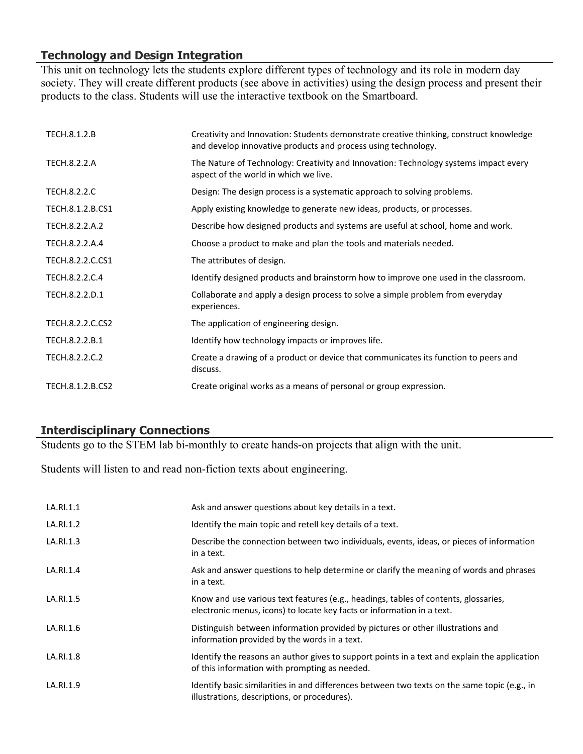## Technology and Design Integration

This unit on technology lets the students explore different types of technology and its role in modern day society. They will create different products (see above in activities) using the design process and present their products to the class. Students will use the interactive textbook on the Smartboard.

| | |
|---|---|
| TECH.8.1.2.B | Creativity and Innovation: Students demonstrate creative thinking, construct knowledge and develop innovative products and process using technology. |
| TECH.8.2.2.A | The Nature of Technology: Creativity and Innovation: Technology systems impact every aspect of the world in which we live. |
| TECH.8.2.2.C | Design: The design process is a systematic approach to solving problems. |
| TECH.8.1.2.B.CS1 | Apply existing knowledge to generate new ideas, products, or processes. |
| TECH.8.2.2.A.2 | Describe how designed products and systems are useful at school, home and work. |
| TECH.8.2.2.A.4 | Choose a product to make and plan the tools and materials needed. |
| TECH.8.2.2.C.CS1 | The attributes of design. |
| TECH.8.2.2.C.4 | Identify designed products and brainstorm how to improve one used in the classroom. |
| TECH.8.2.2.D.1 | Collaborate and apply a design process to solve a simple problem from everyday experiences. |
| TECH.8.2.2.C.CS2 | The application of engineering design. |
| TECH.8.2.2.B.1 | Identify how technology impacts or improves life. |
| TECH.8.2.2.C.2 | Create a drawing of a product or device that communicates its function to peers and discuss. |
| TECH.8.1.2.B.CS2 | Create original works as a means of personal or group expression. |

## Interdisciplinary Connections

Students go to the STEM lab bi-monthly to create hands-on projects that align with the unit.

Students will listen to and read non-fiction texts about engineering.

| | |
|---|---|
| LA.RI.1.1 | Ask and answer questions about key details in a text. |
| LA.RI.1.2 | Identify the main topic and retell key details of a text. |
| LA.RI.1.3 | Describe the connection between two individuals, events, ideas, or pieces of information in a text. |
| LA.RI.1.4 | Ask and answer questions to help determine or clarify the meaning of words and phrases in a text. |
| LA.RI.1.5 | Know and use various text features (e.g., headings, tables of contents, glossaries, electronic menus, icons) to locate key facts or information in a text. |
| LA.RI.1.6 | Distinguish between information provided by pictures or other illustrations and information provided by the words in a text. |
| LA.RI.1.8 | Identify the reasons an author gives to support points in a text and explain the application of this information with prompting as needed. |
| LA.RI.1.9 | Identify basic similarities in and differences between two texts on the same topic (e.g., in illustrations, descriptions, or procedures). |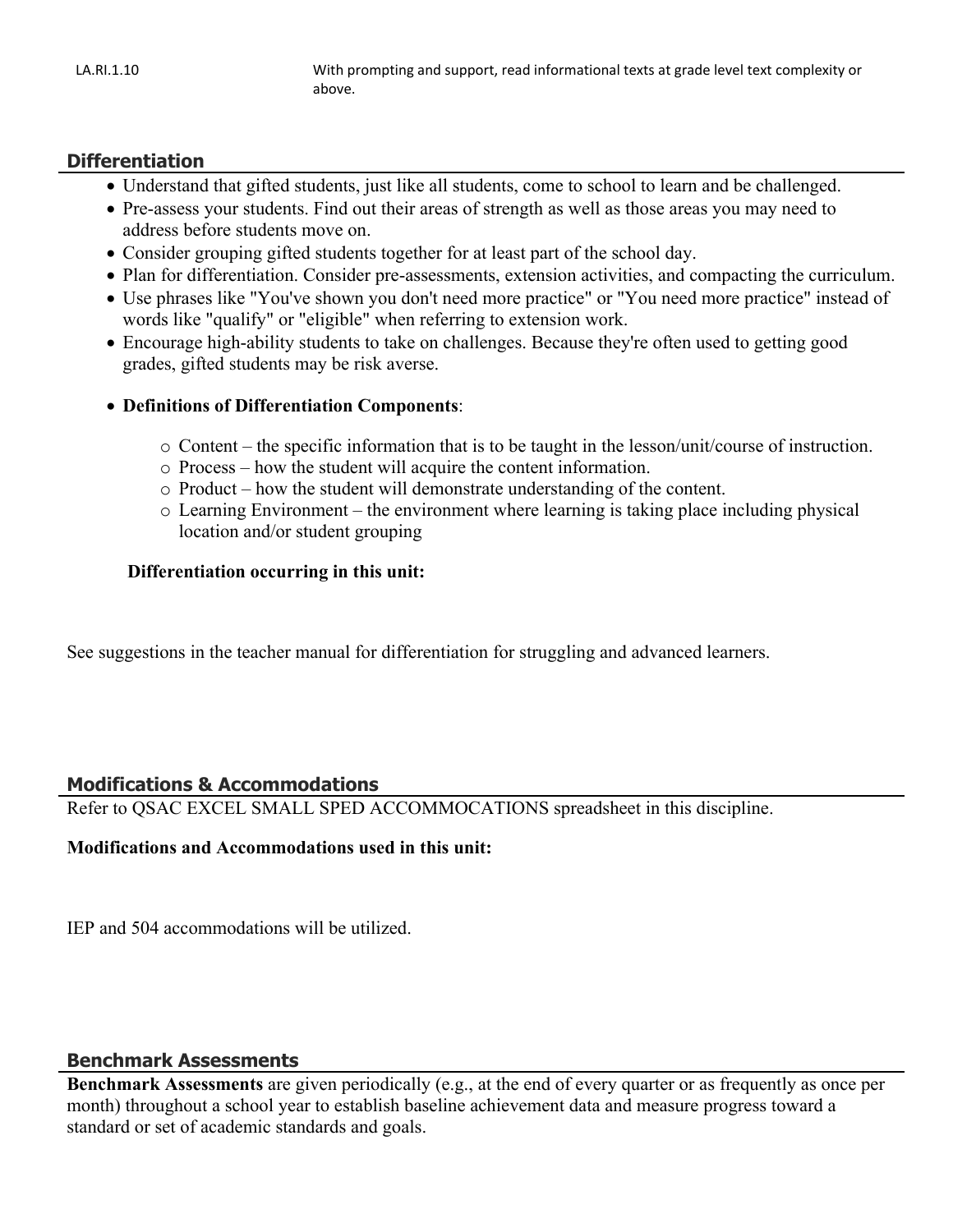| LA.RI.1.10 | With prompting and support, read informational texts at grade level text complexity or above. |
| --- | --- |

## Differentiation

- Understand that gifted students, just like all students, come to school to learn and be challenged.
- Pre-assess your students. Find out their areas of strength as well as those areas you may need to address before students move on.
- Consider grouping gifted students together for at least part of the school day.
- Plan for differentiation. Consider pre-assessments, extension activities, and compacting the curriculum.
- Use phrases like "You've shown you don't need more practice" or "You need more practice" instead of words like "qualify" or "eligible" when referring to extension work.
- Encourage high-ability students to take on challenges. Because they're often used to getting good grades, gifted students may be risk averse.
- **Definitions of Differentiation Components**:
    - Content – the specific information that is to be taught in the lesson/unit/course of instruction.
    - Process – how the student will acquire the content information.
    - Product – how the student will demonstrate understanding of the content.
    - Learning Environment – the environment where learning is taking place including physical location and/or student grouping

**Differentiation occurring in this unit:**

See suggestions in the teacher manual for differentiation for struggling and advanced learners.

## Modifications & Accommodations

Refer to QSAC EXCEL SMALL SPED ACCOMMOCATIONS spreadsheet in this discipline.

**Modifications and Accommodations used in this unit:**

IEP and 504 accommodations will be utilized.

## Benchmark Assessments

**Benchmark Assessments** are given periodically (e.g., at the end of every quarter or as frequently as once per month) throughout a school year to establish baseline achievement data and measure progress toward a standard or set of academic standards and goals.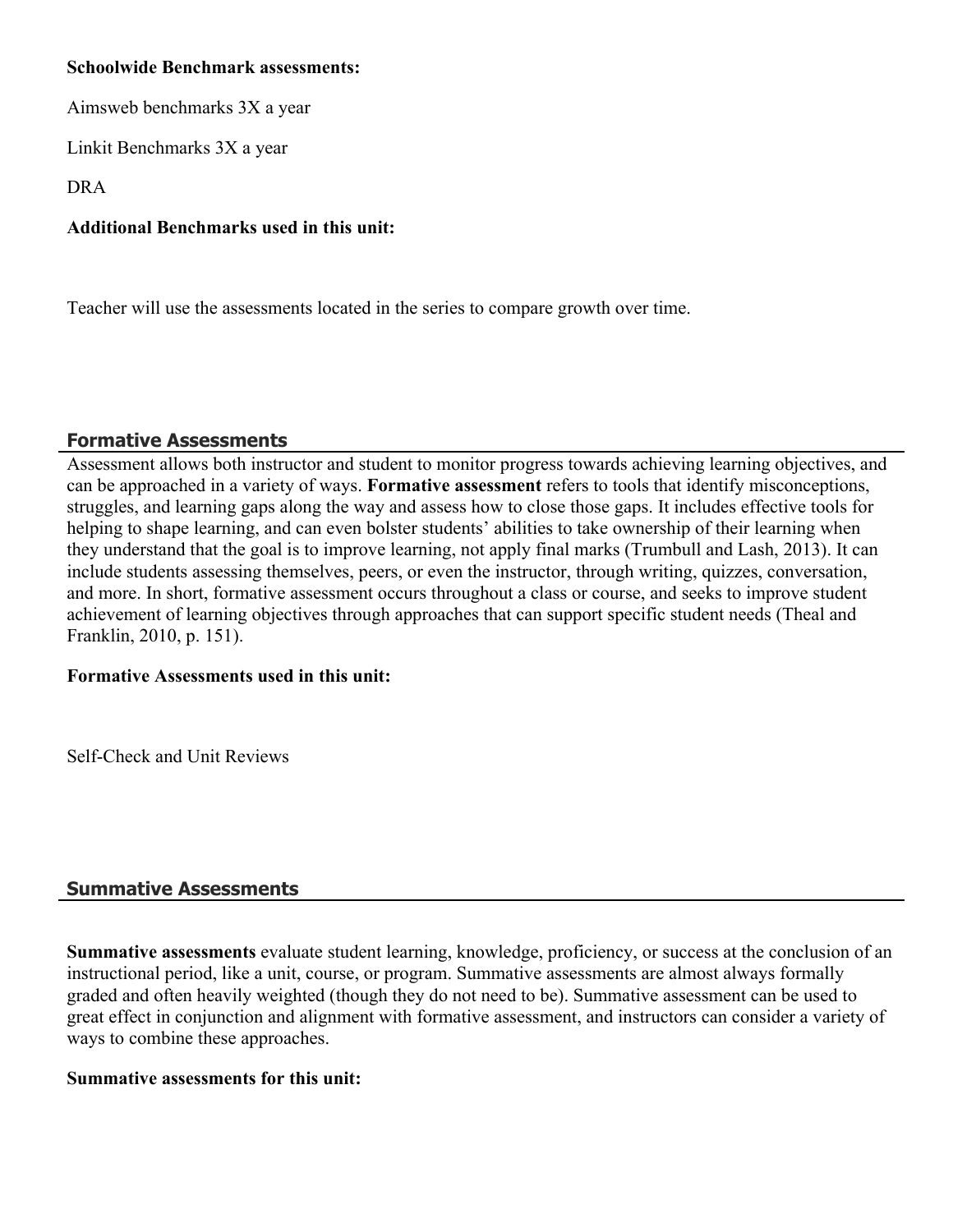**Schoolwide Benchmark assessments:**

Aimsweb benchmarks 3X a year

Linkit Benchmarks 3X a year

DRA

**Additional Benchmarks used in this unit:**

Teacher will use the assessments located in the series to compare growth over time.

## Formative Assessments

Assessment allows both instructor and student to monitor progress towards achieving learning objectives, and can be approached in a variety of ways. **Formative assessment** refers to tools that identify misconceptions, struggles, and learning gaps along the way and assess how to close those gaps. It includes effective tools for helping to shape learning, and can even bolster students' abilities to take ownership of their learning when they understand that the goal is to improve learning, not apply final marks (Trumbull and Lash, 2013). It can include students assessing themselves, peers, or even the instructor, through writing, quizzes, conversation, and more. In short, formative assessment occurs throughout a class or course, and seeks to improve student achievement of learning objectives through approaches that can support specific student needs (Theal and Franklin, 2010, p. 151).

**Formative Assessments used in this unit:**

Self-Check and Unit Reviews

## Summative Assessments

**Summative assessments** evaluate student learning, knowledge, proficiency, or success at the conclusion of an instructional period, like a unit, course, or program. Summative assessments are almost always formally graded and often heavily weighted (though they do not need to be). Summative assessment can be used to great effect in conjunction and alignment with formative assessment, and instructors can consider a variety of ways to combine these approaches.

**Summative assessments for this unit:**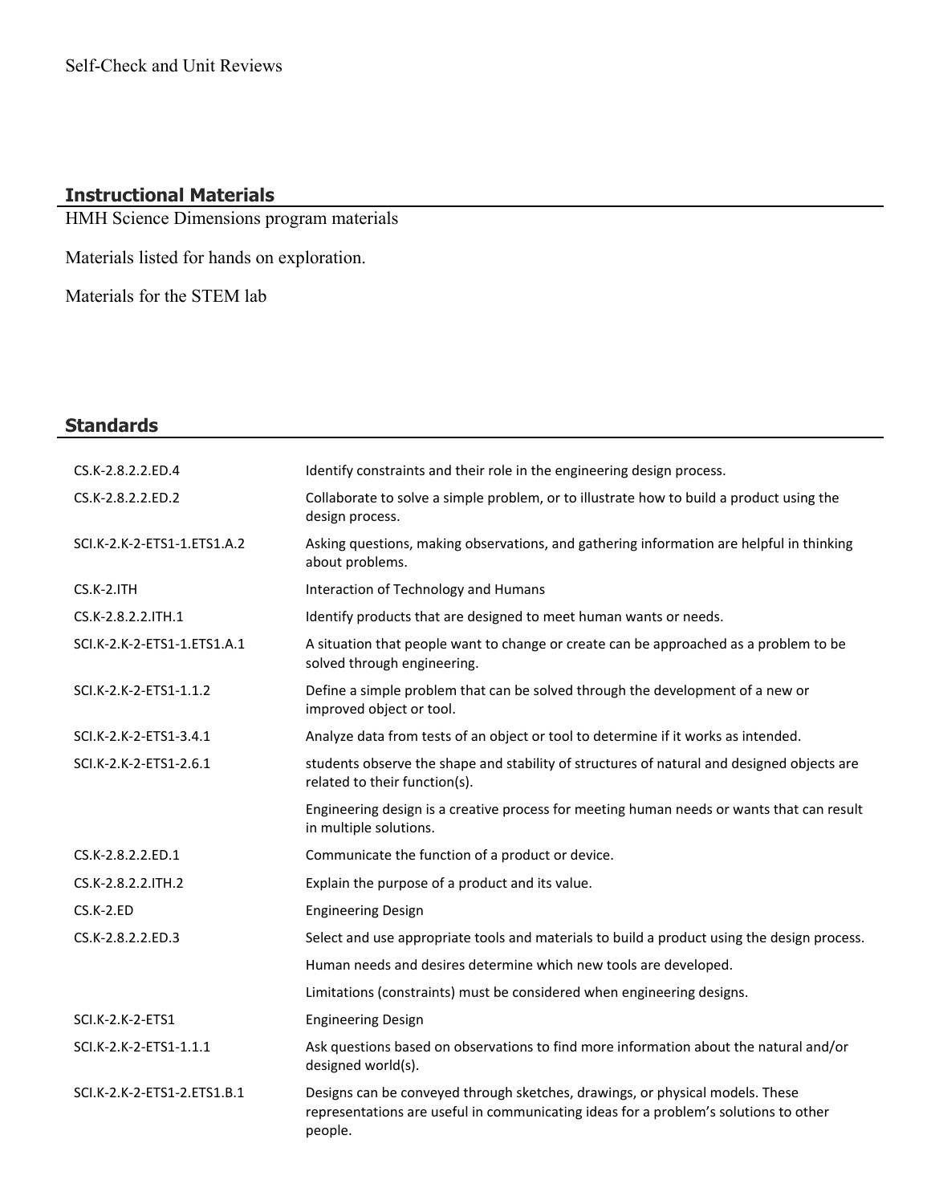Self-Check and Unit Reviews

## Instructional Materials

HMH Science Dimensions program materials

Materials listed for hands on exploration.

Materials for the STEM lab

## Standards

| | |
|---|---|
| CS.K-2.8.2.2.ED.4 | Identify constraints and their role in the engineering design process. |
| CS.K-2.8.2.2.ED.2 | Collaborate to solve a simple problem, or to illustrate how to build a product using the design process. |
| SCI.K-2.K-2-ETS1-1.ETS1.A.2 | Asking questions, making observations, and gathering information are helpful in thinking about problems. |
| CS.K-2.ITH | Interaction of Technology and Humans |
| CS.K-2.8.2.2.ITH.1 | Identify products that are designed to meet human wants or needs. |
| SCI.K-2.K-2-ETS1-1.ETS1.A.1 | A situation that people want to change or create can be approached as a problem to be solved through engineering. |
| SCI.K-2.K-2-ETS1-1.1.2 | Define a simple problem that can be solved through the development of a new or improved object or tool. |
| SCI.K-2.K-2-ETS1-3.4.1 | Analyze data from tests of an object or tool to determine if it works as intended. |
| SCI.K-2.K-2-ETS1-2.6.1 | students observe the shape and stability of structures of natural and designed objects are related to their function(s). |
| | Engineering design is a creative process for meeting human needs or wants that can result in multiple solutions. |
| CS.K-2.8.2.2.ED.1 | Communicate the function of a product or device. |
| CS.K-2.8.2.2.ITH.2 | Explain the purpose of a product and its value. |
| CS.K-2.ED | Engineering Design |
| CS.K-2.8.2.2.ED.3 | Select and use appropriate tools and materials to build a product using the design process. |
| | Human needs and desires determine which new tools are developed. |
| | Limitations (constraints) must be considered when engineering designs. |
| SCI.K-2.K-2-ETS1 | Engineering Design |
| SCI.K-2.K-2-ETS1-1.1.1 | Ask questions based on observations to find more information about the natural and/or designed world(s). |
| SCI.K-2.K-2-ETS1-2.ETS1.B.1 | Designs can be conveyed through sketches, drawings, or physical models. These representations are useful in communicating ideas for a problem's solutions to other people. |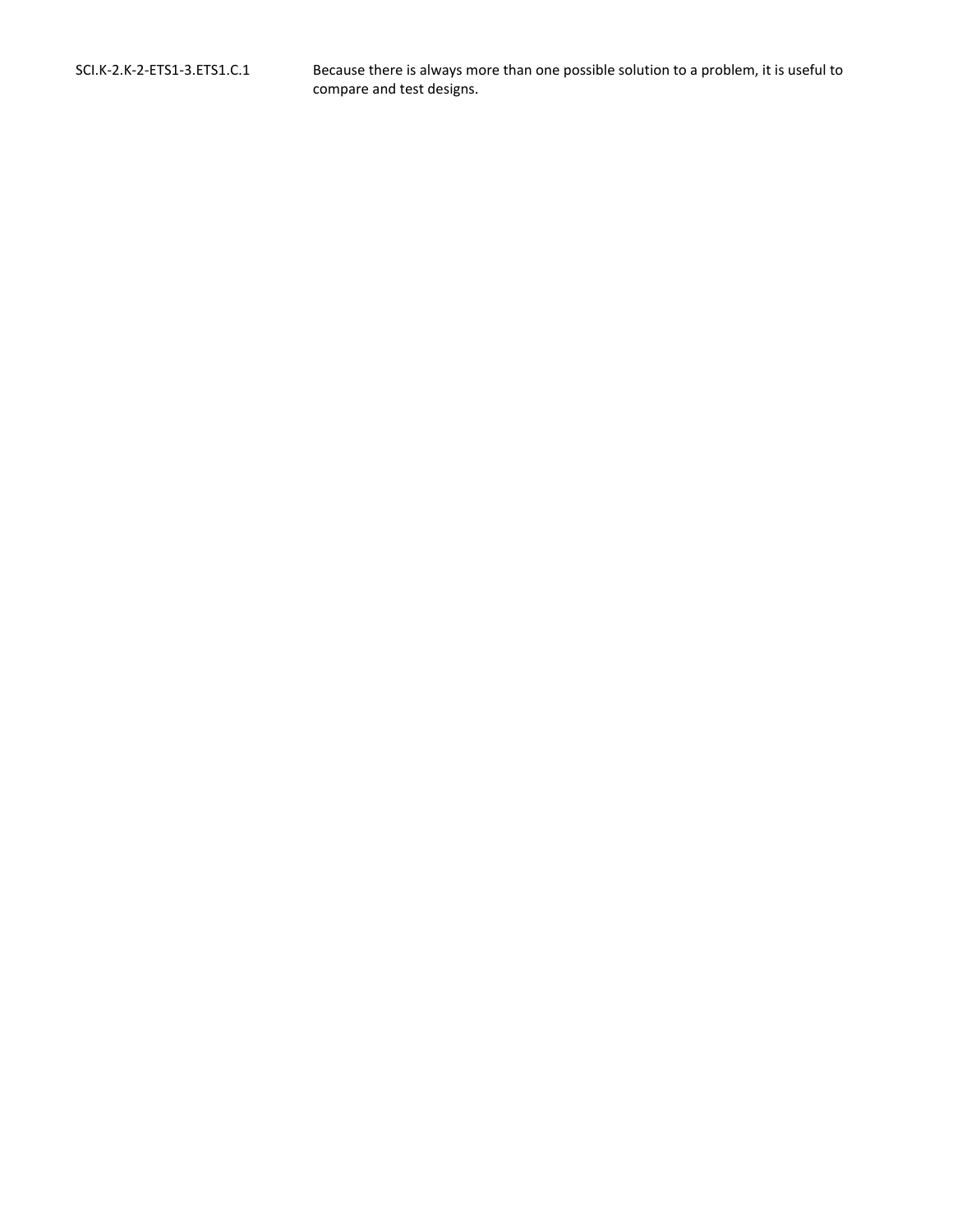| | |
|---|---|
| SCI.K-2.K-2-ETS1-3.ETS1.C.1 | Because there is always more than one possible solution to a problem, it is useful to compare and test designs. |